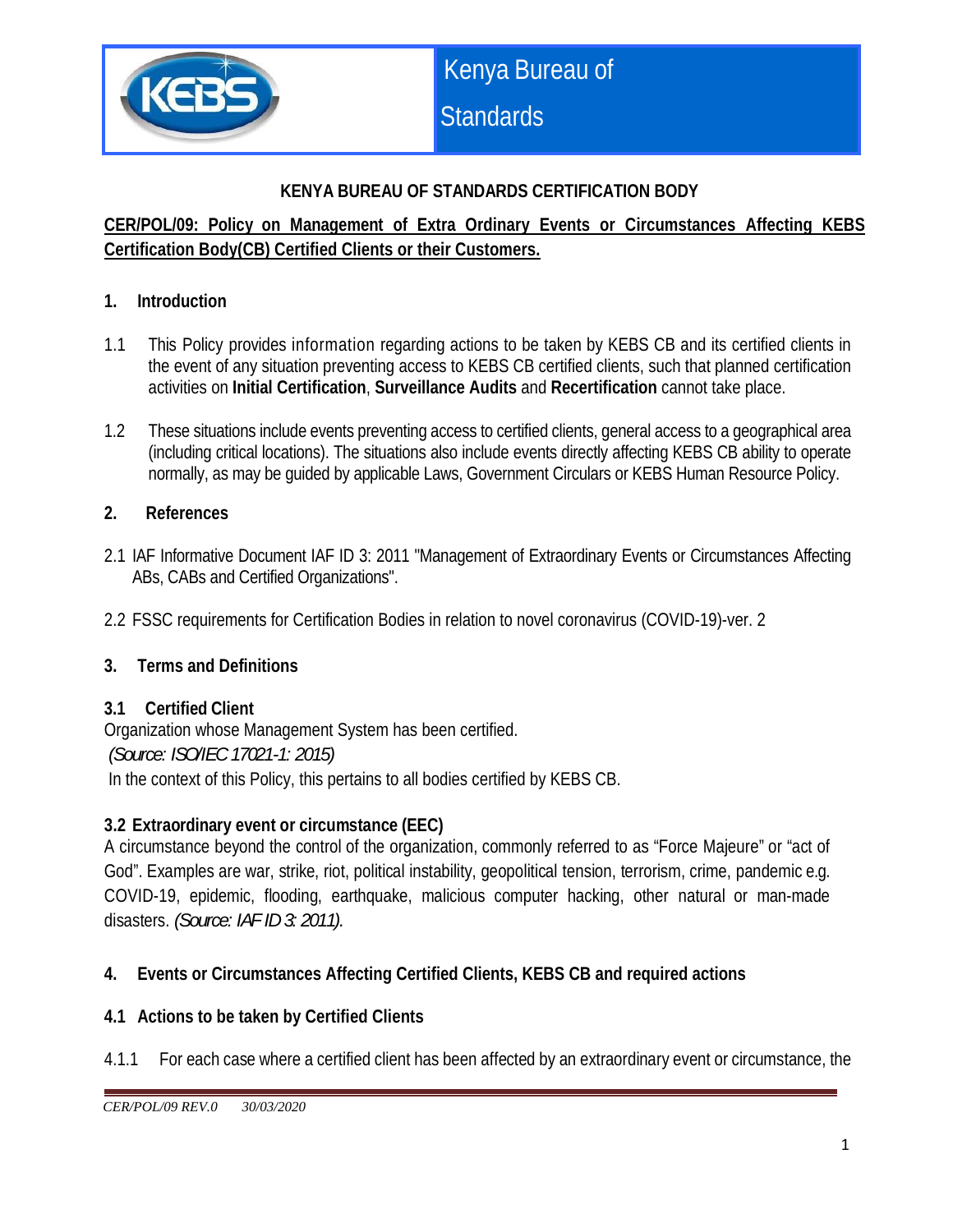Kenya Bureau of Standards

**KENYA BUREAU OF STANDARDS CERTIFICATION BODY**

# CER/POL/09: Policy on Management of Extra Ordinary Events or Circumstances Affecting KEBS Certification Body(CB) Certified Clients or their Customers.

## 1. Introduction

1.1 This Policy provides information regarding actions to be taken by KEBS CB and its certified clients in the event of any situation preventing access to KEBS CB certified clients, such that planned certification activities on **Initial Certification**, **Surveillance Audits** and **Recertification** cannot take place.

1.2 These situations include events preventing access to certified clients, general access to a geographical area (including critical locations). The situations also include events directly affecting KEBS CB ability to operate normally, as may be guided by applicable Laws, Government Circulars or KEBS Human Resource Policy.

## 2. References

2.1 IAF Informative Document IAF ID 3: 2011 "Management of Extraordinary Events or Circumstances Affecting ABs, CABs and Certified Organizations".

2.2 FSSC requirements for Certification Bodies in relation to novel coronavirus (COVID-19)-ver. 2

## 3. Terms and Definitions

### 3.1 Certified Client

Organization whose Management System has been certified.
*(Source: ISO/IEC 17021-1: 2015)*
In the context of this Policy, this pertains to all bodies certified by KEBS CB.

### 3.2 Extraordinary event or circumstance (EEC)

A circumstance beyond the control of the organization, commonly referred to as "Force Majeure" or "act of God". Examples are war, strike, riot, political instability, geopolitical tension, terrorism, crime, pandemic e.g. COVID-19, epidemic, flooding, earthquake, malicious computer hacking, other natural or man-made disasters. *(Source: IAF ID 3: 2011).*

## 4. Events or Circumstances Affecting Certified Clients, KEBS CB and required actions

### 4.1 Actions to be taken by Certified Clients

4.1.1 For each case where a certified client has been affected by an extraordinary event or circumstance, the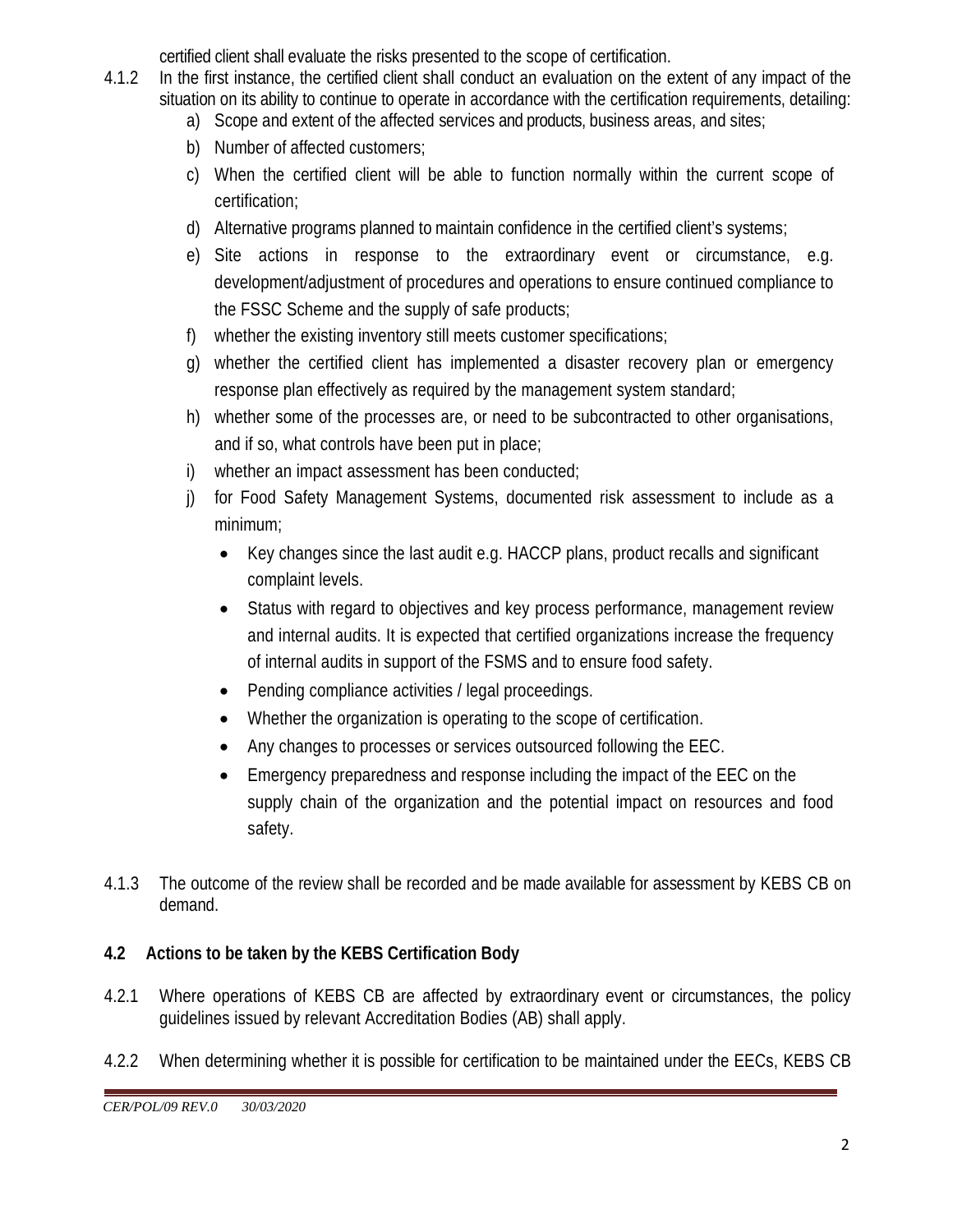certified client shall evaluate the risks presented to the scope of certification.

4.1.2 In the first instance, the certified client shall conduct an evaluation on the extent of any impact of the situation on its ability to continue to operate in accordance with the certification requirements, detailing:

a) Scope and extent of the affected services and products, business areas, and sites;

b) Number of affected customers;

c) When the certified client will be able to function normally within the current scope of certification;

d) Alternative programs planned to maintain confidence in the certified client's systems;

e) Site actions in response to the extraordinary event or circumstance, e.g. development/adjustment of procedures and operations to ensure continued compliance to the FSSC Scheme and the supply of safe products;

f) whether the existing inventory still meets customer specifications;

g) whether the certified client has implemented a disaster recovery plan or emergency response plan effectively as required by the management system standard;

h) whether some of the processes are, or need to be subcontracted to other organisations, and if so, what controls have been put in place;

i) whether an impact assessment has been conducted;

j) for Food Safety Management Systems, documented risk assessment to include as a minimum;

- Key changes since the last audit e.g. HACCP plans, product recalls and significant complaint levels.
- Status with regard to objectives and key process performance, management review and internal audits. It is expected that certified organizations increase the frequency of internal audits in support of the FSMS and to ensure food safety.
- Pending compliance activities / legal proceedings.
- Whether the organization is operating to the scope of certification.
- Any changes to processes or services outsourced following the EEC.
- Emergency preparedness and response including the impact of the EEC on the supply chain of the organization and the potential impact on resources and food safety.

4.1.3 The outcome of the review shall be recorded and be made available for assessment by KEBS CB on demand.

## 4.2 Actions to be taken by the KEBS Certification Body

4.2.1 Where operations of KEBS CB are affected by extraordinary event or circumstances, the policy guidelines issued by relevant Accreditation Bodies (AB) shall apply.

4.2.2 When determining whether it is possible for certification to be maintained under the EECs, KEBS CB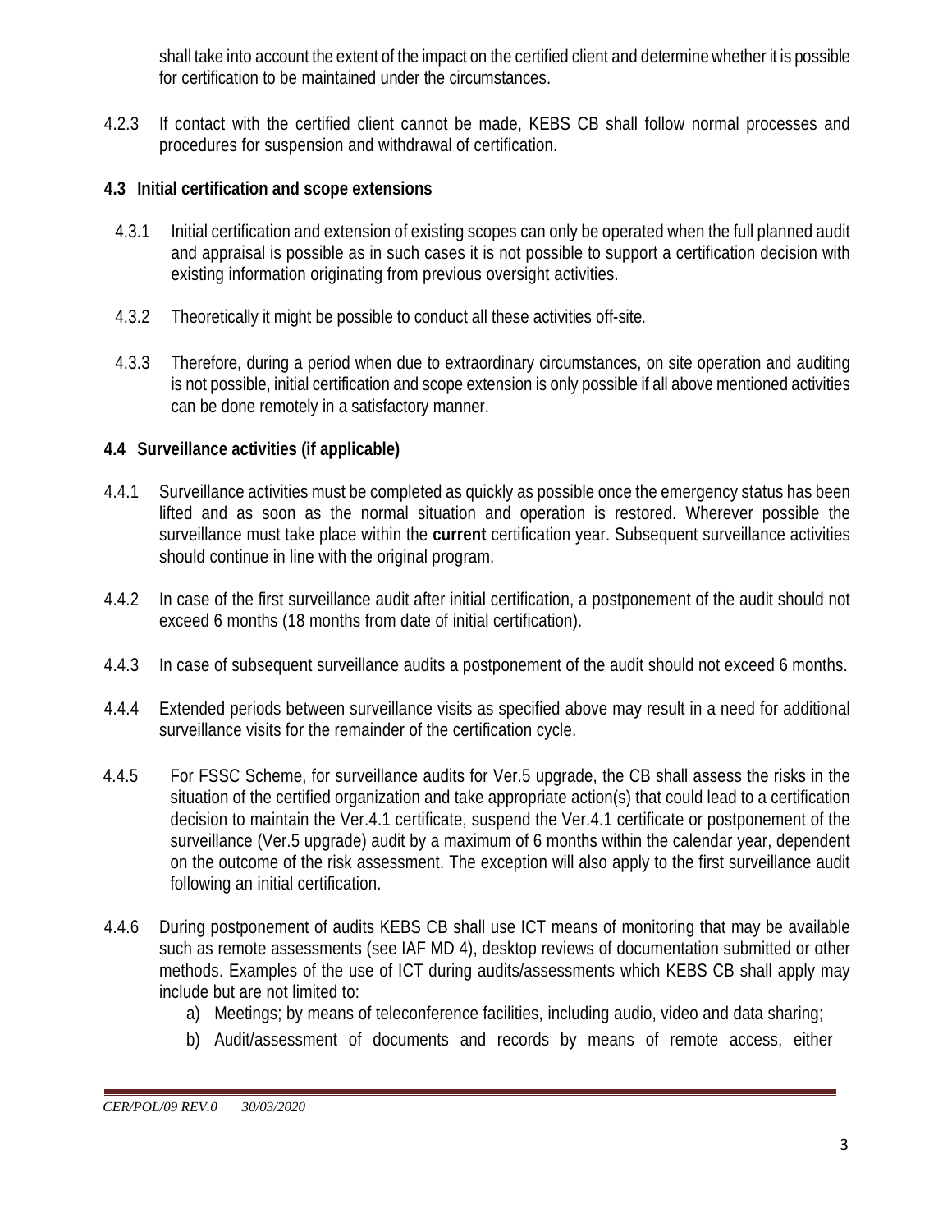shall take into account the extent of the impact on the certified client and determine whether it is possible for certification to be maintained under the circumstances.

4.2.3 If contact with the certified client cannot be made, KEBS CB shall follow normal processes and procedures for suspension and withdrawal of certification.

## 4.3 Initial certification and scope extensions

4.3.1 Initial certification and extension of existing scopes can only be operated when the full planned audit and appraisal is possible as in such cases it is not possible to support a certification decision with existing information originating from previous oversight activities.

4.3.2 Theoretically it might be possible to conduct all these activities off-site.

4.3.3 Therefore, during a period when due to extraordinary circumstances, on site operation and auditing is not possible, initial certification and scope extension is only possible if all above mentioned activities can be done remotely in a satisfactory manner.

## 4.4 Surveillance activities (if applicable)

4.4.1 Surveillance activities must be completed as quickly as possible once the emergency status has been lifted and as soon as the normal situation and operation is restored. Wherever possible the surveillance must take place within the **current** certification year. Subsequent surveillance activities should continue in line with the original program.

4.4.2 In case of the first surveillance audit after initial certification, a postponement of the audit should not exceed 6 months (18 months from date of initial certification).

4.4.3 In case of subsequent surveillance audits a postponement of the audit should not exceed 6 months.

4.4.4 Extended periods between surveillance visits as specified above may result in a need for additional surveillance visits for the remainder of the certification cycle.

4.4.5 For FSSC Scheme, for surveillance audits for Ver.5 upgrade, the CB shall assess the risks in the situation of the certified organization and take appropriate action(s) that could lead to a certification decision to maintain the Ver.4.1 certificate, suspend the Ver.4.1 certificate or postponement of the surveillance (Ver.5 upgrade) audit by a maximum of 6 months within the calendar year, dependent on the outcome of the risk assessment. The exception will also apply to the first surveillance audit following an initial certification.

4.4.6 During postponement of audits KEBS CB shall use ICT means of monitoring that may be available such as remote assessments (see IAF MD 4), desktop reviews of documentation submitted or other methods. Examples of the use of ICT during audits/assessments which KEBS CB shall apply may include but are not limited to:

a) Meetings; by means of teleconference facilities, including audio, video and data sharing;

b) Audit/assessment of documents and records by means of remote access, either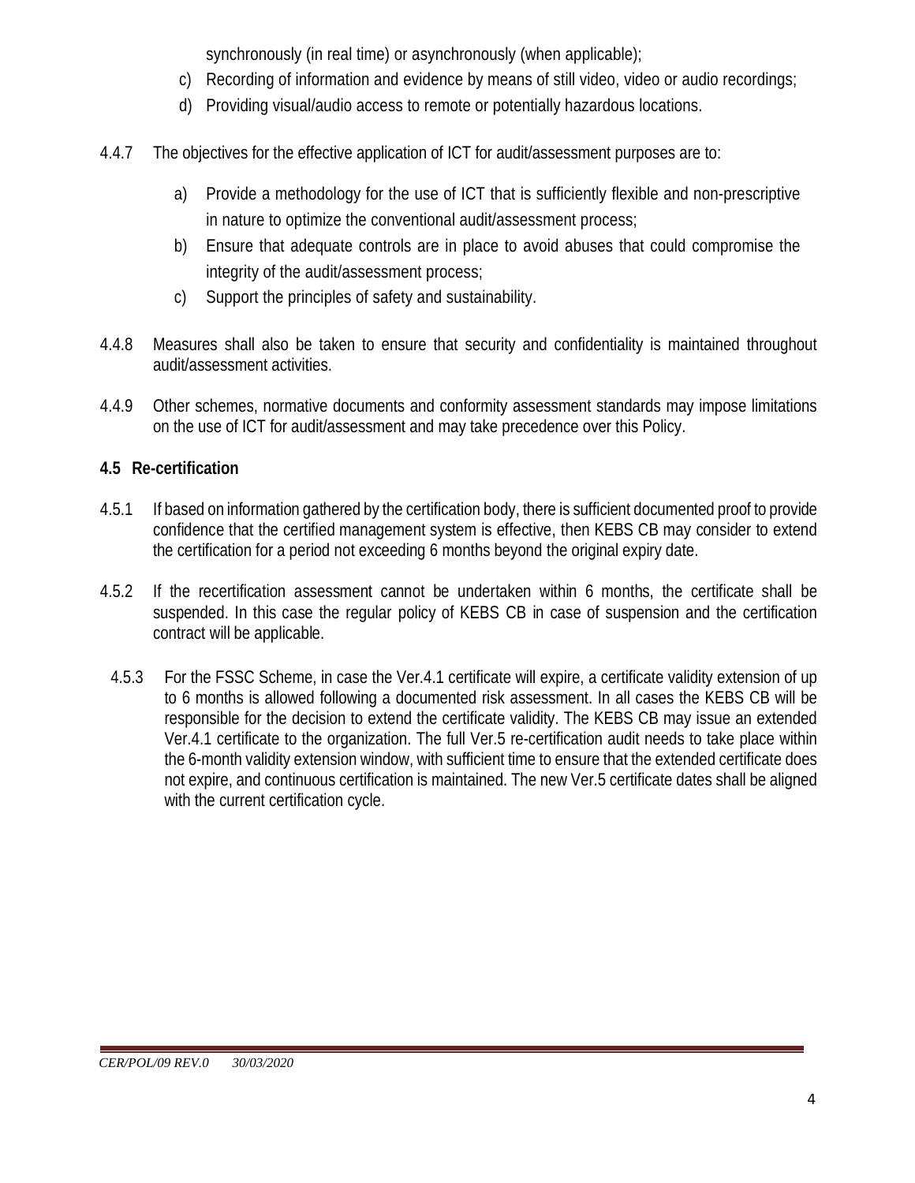synchronously (in real time) or asynchronously (when applicable);

c) Recording of information and evidence by means of still video, video or audio recordings;

d) Providing visual/audio access to remote or potentially hazardous locations.

4.4.7 The objectives for the effective application of ICT for audit/assessment purposes are to:

a) Provide a methodology for the use of ICT that is sufficiently flexible and non-prescriptive in nature to optimize the conventional audit/assessment process;

b) Ensure that adequate controls are in place to avoid abuses that could compromise the integrity of the audit/assessment process;

c) Support the principles of safety and sustainability.

4.4.8 Measures shall also be taken to ensure that security and confidentiality is maintained throughout audit/assessment activities.

4.4.9 Other schemes, normative documents and conformity assessment standards may impose limitations on the use of ICT for audit/assessment and may take precedence over this Policy.

### 4.5 Re-certification

4.5.1 If based on information gathered by the certification body, there is sufficient documented proof to provide confidence that the certified management system is effective, then KEBS CB may consider to extend the certification for a period not exceeding 6 months beyond the original expiry date.

4.5.2 If the recertification assessment cannot be undertaken within 6 months, the certificate shall be suspended. In this case the regular policy of KEBS CB in case of suspension and the certification contract will be applicable.

4.5.3 For the FSSC Scheme, in case the Ver.4.1 certificate will expire, a certificate validity extension of up to 6 months is allowed following a documented risk assessment. In all cases the KEBS CB will be responsible for the decision to extend the certificate validity. The KEBS CB may issue an extended Ver.4.1 certificate to the organization. The full Ver.5 re-certification audit needs to take place within the 6-month validity extension window, with sufficient time to ensure that the extended certificate does not expire, and continuous certification is maintained. The new Ver.5 certificate dates shall be aligned with the current certification cycle.